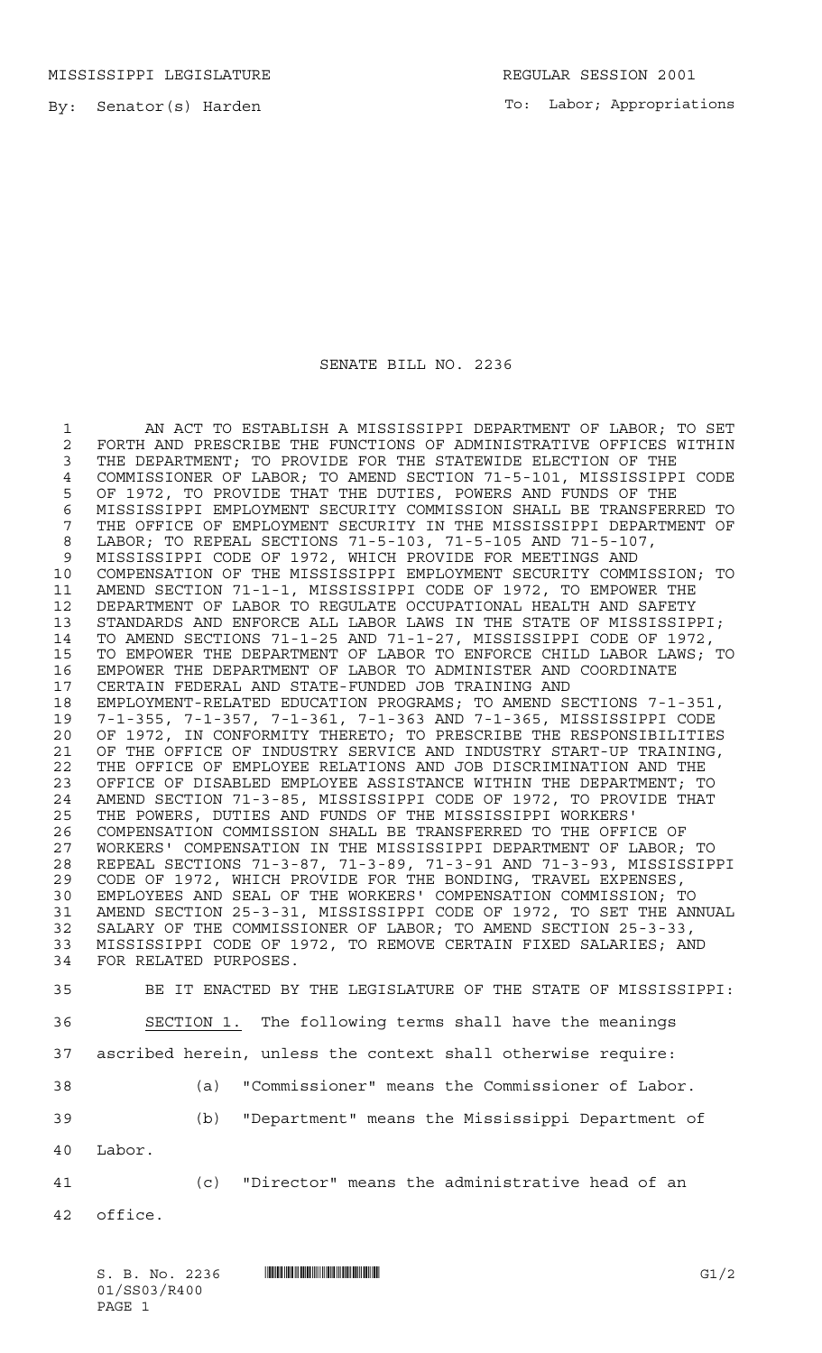MISSISSIPPI LEGISLATURE REGULAR SESSION 2001

By: Senator(s) Harden

To: Labor; Appropriations

# SENATE BILL NO. 2236

AN ACT TO ESTABLISH A MISSISSIPPI DEPARTMENT OF LABOR; TO SET FORTH AND PRESCRIBE THE FUNCTIONS OF ADMINISTRATIVE OFFICES WITHIN THE DEPARTMENT; TO PROVIDE FOR THE STATEWIDE ELECTION OF THE COMMISSIONER OF LABOR; TO AMEND SECTION 71-5-101, MISSISSIPPI CODE OF 1972, TO PROVIDE THAT THE DUTIES, POWERS AND FUNDS OF THE MISSISSIPPI EMPLOYMENT SECURITY COMMISSION SHALL BE TRANSFERRED TO THE OFFICE OF EMPLOYMENT SECURITY IN THE MISSISSIPPI DEPARTMENT OF LABOR; TO REPEAL SECTIONS 71-5-103, 71-5-105 AND 71-5-107, MISSISSIPPI CODE OF 1972, WHICH PROVIDE FOR MEETINGS AND COMPENSATION OF THE MISSISSIPPI EMPLOYMENT SECURITY COMMISSION; TO AMEND SECTION 71-1-1, MISSISSIPPI CODE OF 1972, TO EMPOWER THE DEPARTMENT OF LABOR TO REGULATE OCCUPATIONAL HEALTH AND SAFETY STANDARDS AND ENFORCE ALL LABOR LAWS IN THE STATE OF MISSISSIPPI; TO AMEND SECTIONS 71-1-25 AND 71-1-27, MISSISSIPPI CODE OF 1972, TO EMPOWER THE DEPARTMENT OF LABOR TO ENFORCE CHILD LABOR LAWS; TO EMPOWER THE DEPARTMENT OF LABOR TO ADMINISTER AND COORDINATE CERTAIN FEDERAL AND STATE-FUNDED JOB TRAINING AND EMPLOYMENT-RELATED EDUCATION PROGRAMS; TO AMEND SECTIONS 7-1-351, 7-1-355, 7-1-357, 7-1-361, 7-1-363 AND 7-1-365, MISSISSIPPI CODE OF 1972, IN CONFORMITY THERETO; TO PRESCRIBE THE RESPONSIBILITIES OF THE OFFICE OF INDUSTRY SERVICE AND INDUSTRY START-UP TRAINING, THE OFFICE OF EMPLOYEE RELATIONS AND JOB DISCRIMINATION AND THE OFFICE OF DISABLED EMPLOYEE ASSISTANCE WITHIN THE DEPARTMENT; TO AMEND SECTION 71-3-85, MISSISSIPPI CODE OF 1972, TO PROVIDE THAT THE POWERS, DUTIES AND FUNDS OF THE MISSISSIPPI WORKERS' COMPENSATION COMMISSION SHALL BE TRANSFERRED TO THE OFFICE OF WORKERS' COMPENSATION IN THE MISSISSIPPI DEPARTMENT OF LABOR; TO REPEAL SECTIONS 71-3-87, 71-3-89, 71-3-91 AND 71-3-93, MISSISSIPPI CODE OF 1972, WHICH PROVIDE FOR THE BONDING, TRAVEL EXPENSES, EMPLOYEES AND SEAL OF THE WORKERS' COMPENSATION COMMISSION; TO AMEND SECTION 25-3-31, MISSISSIPPI CODE OF 1972, TO SET THE ANNUAL SALARY OF THE COMMISSIONER OF LABOR; TO AMEND SECTION 25-3-33, MISSISSIPPI CODE OF 1972, TO REMOVE CERTAIN FIXED SALARIES; AND FOR RELATED PURPOSES.

BE IT ENACTED BY THE LEGISLATURE OF THE STATE OF MISSISSIPPI:

SECTION 1. The following terms shall have the meanings ascribed herein, unless the context shall otherwise require:

(a) "Commissioner" means the Commissioner of Labor.

(b) "Department" means the Mississippi Department of Labor.

(c) "Director" means the administrative head of an office.

S. B. No. 2236
01/SS03/R400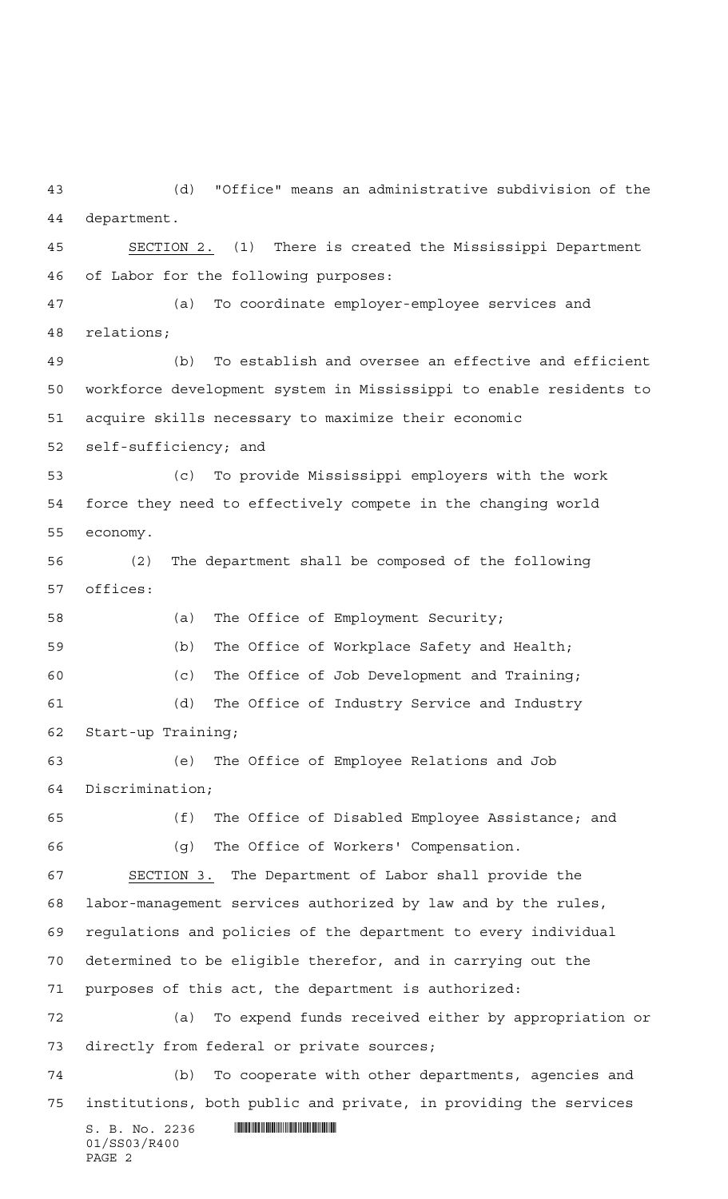(d) "Office" means an administrative subdivision of the department.

SECTION 2. (1) There is created the Mississippi Department of Labor for the following purposes:

(a) To coordinate employer-employee services and relations;

(b) To establish and oversee an effective and efficient workforce development system in Mississippi to enable residents to acquire skills necessary to maximize their economic self-sufficiency; and

(c) To provide Mississippi employers with the work force they need to effectively compete in the changing world economy.

(2) The department shall be composed of the following offices:

(a) The Office of Employment Security;

(b) The Office of Workplace Safety and Health;

(c) The Office of Job Development and Training;

(d) The Office of Industry Service and Industry Start-up Training;

(e) The Office of Employee Relations and Job Discrimination;

(f) The Office of Disabled Employee Assistance; and

(g) The Office of Workers' Compensation.

SECTION 3. The Department of Labor shall provide the labor-management services authorized by law and by the rules, regulations and policies of the department to every individual determined to be eligible therefor, and in carrying out the purposes of this act, the department is authorized:

(a) To expend funds received either by appropriation or directly from federal or private sources;

(b) To cooperate with other departments, agencies and institutions, both public and private, in providing the services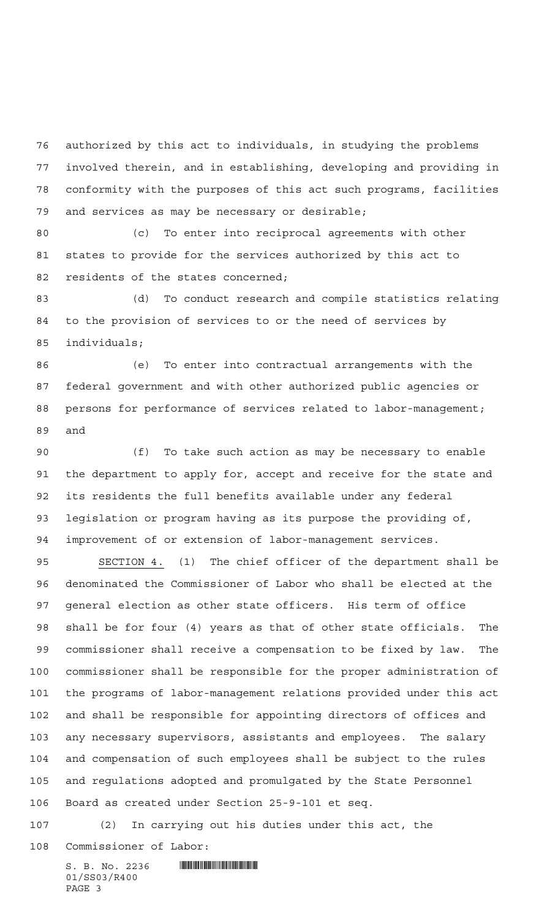authorized by this act to individuals, in studying the problems involved therein, and in establishing, developing and providing in conformity with the purposes of this act such programs, facilities and services as may be necessary or desirable;

(c) To enter into reciprocal agreements with other states to provide for the services authorized by this act to residents of the states concerned;

(d) To conduct research and compile statistics relating to the provision of services to or the need of services by individuals;

(e) To enter into contractual arrangements with the federal government and with other authorized public agencies or persons for performance of services related to labor-management; and

(f) To take such action as may be necessary to enable the department to apply for, accept and receive for the state and its residents the full benefits available under any federal legislation or program having as its purpose the providing of, improvement of or extension of labor-management services.

SECTION 4. (1) The chief officer of the department shall be denominated the Commissioner of Labor who shall be elected at the general election as other state officers. His term of office shall be for four (4) years as that of other state officials. The commissioner shall receive a compensation to be fixed by law. The commissioner shall be responsible for the proper administration of the programs of labor-management relations provided under this act and shall be responsible for appointing directors of offices and any necessary supervisors, assistants and employees. The salary and compensation of such employees shall be subject to the rules and regulations adopted and promulgated by the State Personnel Board as created under Section 25-9-101 et seq.

(2) In carrying out his duties under this act, the Commissioner of Labor: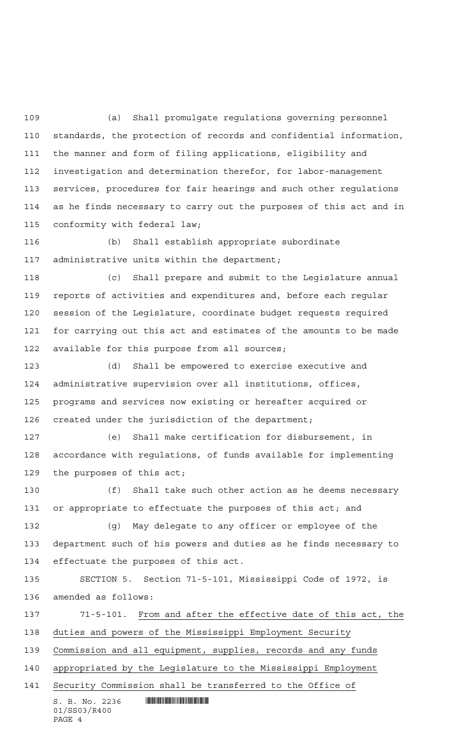(a) Shall promulgate regulations governing personnel standards, the protection of records and confidential information, the manner and form of filing applications, eligibility and investigation and determination therefor, for labor-management services, procedures for fair hearings and such other regulations as he finds necessary to carry out the purposes of this act and in conformity with federal law;

(b) Shall establish appropriate subordinate administrative units within the department;

(c) Shall prepare and submit to the Legislature annual reports of activities and expenditures and, before each regular session of the Legislature, coordinate budget requests required for carrying out this act and estimates of the amounts to be made available for this purpose from all sources;

(d) Shall be empowered to exercise executive and administrative supervision over all institutions, offices, programs and services now existing or hereafter acquired or created under the jurisdiction of the department;

(e) Shall make certification for disbursement, in accordance with regulations, of funds available for implementing the purposes of this act;

(f) Shall take such other action as he deems necessary or appropriate to effectuate the purposes of this act; and

(g) May delegate to any officer or employee of the department such of his powers and duties as he finds necessary to effectuate the purposes of this act.

SECTION 5. Section 71-5-101, Mississippi Code of 1972, is amended as follows:

71-5-101. From and after the effective date of this act, the duties and powers of the Mississippi Employment Security Commission and all equipment, supplies, records and any funds appropriated by the Legislature to the Mississippi Employment Security Commission shall be transferred to the Office of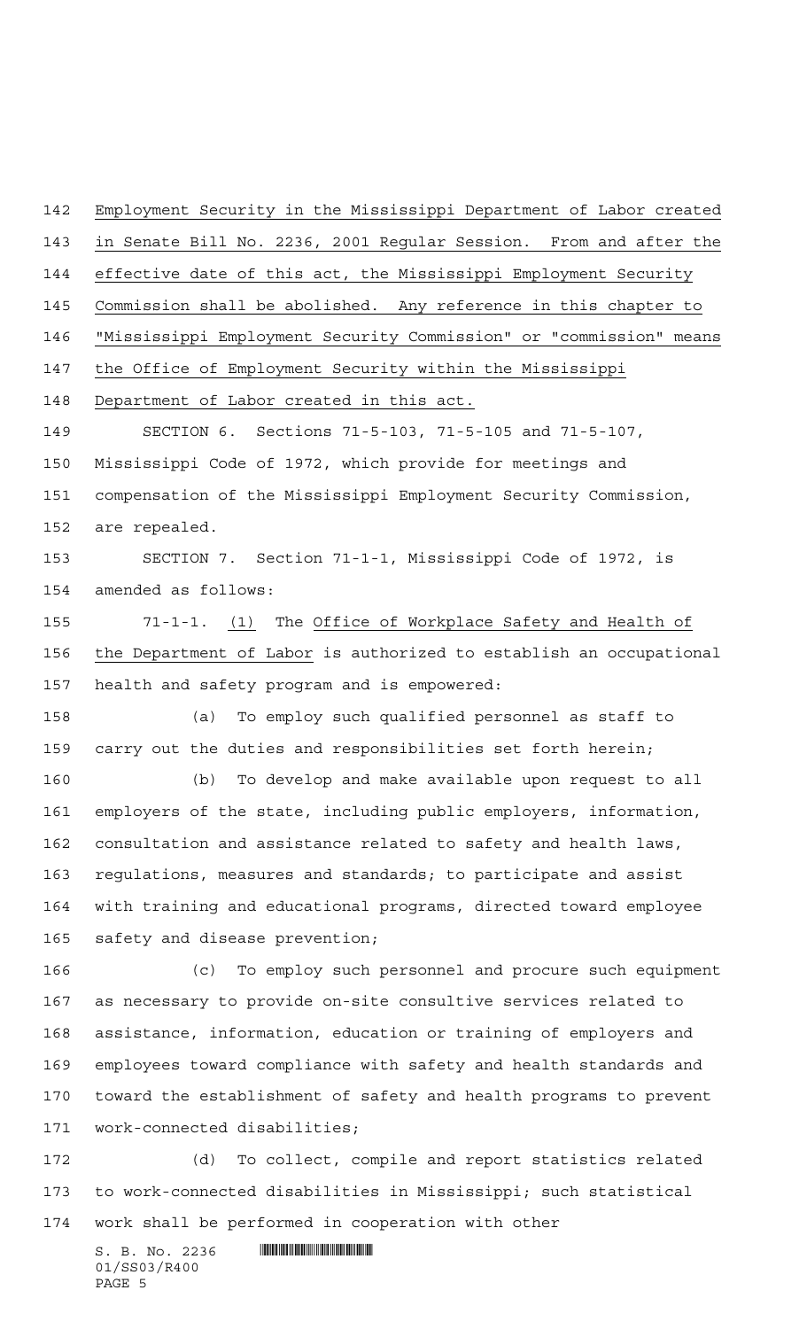Employment Security in the Mississippi Department of Labor created in Senate Bill No. 2236, 2001 Regular Session. From and after the effective date of this act, the Mississippi Employment Security Commission shall be abolished. Any reference in this chapter to "Mississippi Employment Security Commission" or "commission" means the Office of Employment Security within the Mississippi Department of Labor created in this act.

SECTION 6. Sections 71-5-103, 71-5-105 and 71-5-107, Mississippi Code of 1972, which provide for meetings and compensation of the Mississippi Employment Security Commission, are repealed.

SECTION 7. Section 71-1-1, Mississippi Code of 1972, is amended as follows:

71-1-1. (1) The Office of Workplace Safety and Health of the Department of Labor is authorized to establish an occupational health and safety program and is empowered:

(a) To employ such qualified personnel as staff to carry out the duties and responsibilities set forth herein;

(b) To develop and make available upon request to all employers of the state, including public employers, information, consultation and assistance related to safety and health laws, regulations, measures and standards; to participate and assist with training and educational programs, directed toward employee safety and disease prevention;

(c) To employ such personnel and procure such equipment as necessary to provide on-site consultive services related to assistance, information, education or training of employers and employees toward compliance with safety and health standards and toward the establishment of safety and health programs to prevent work-connected disabilities;

(d) To collect, compile and report statistics related to work-connected disabilities in Mississippi; such statistical work shall be performed in cooperation with other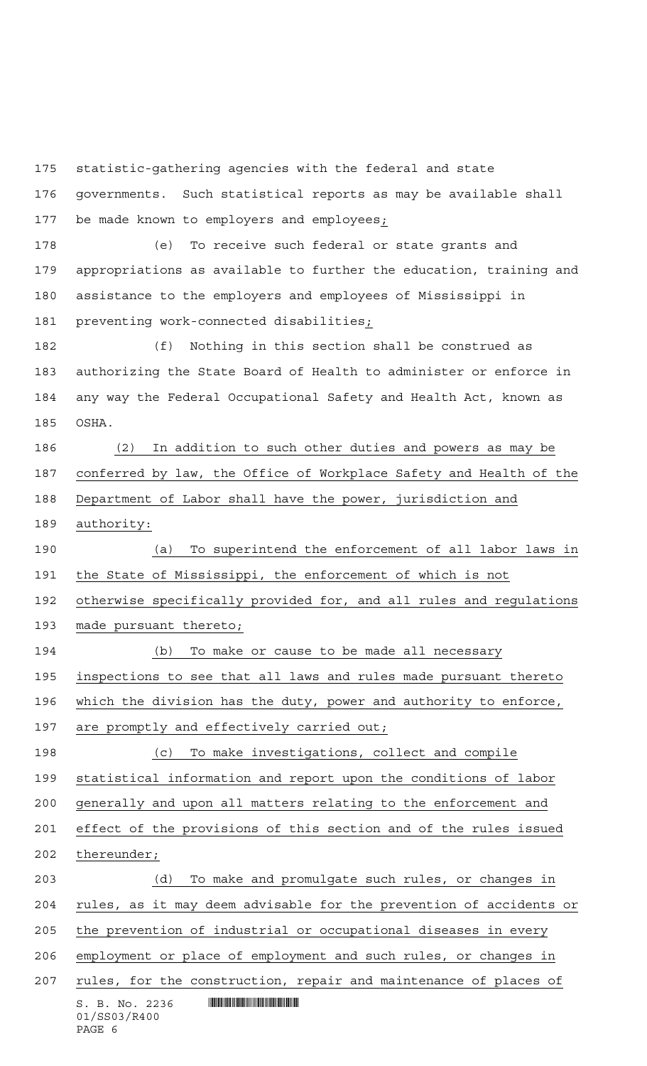statistic-gathering agencies with the federal and state governments. Such statistical reports as may be available shall be made known to employers and employees;

(e) To receive such federal or state grants and appropriations as available to further the education, training and assistance to the employers and employees of Mississippi in preventing work-connected disabilities;

(f) Nothing in this section shall be construed as authorizing the State Board of Health to administer or enforce in any way the Federal Occupational Safety and Health Act, known as OSHA.

(2) In addition to such other duties and powers as may be conferred by law, the Office of Workplace Safety and Health of the Department of Labor shall have the power, jurisdiction and authority:

(a) To superintend the enforcement of all labor laws in the State of Mississippi, the enforcement of which is not otherwise specifically provided for, and all rules and regulations made pursuant thereto;

(b) To make or cause to be made all necessary inspections to see that all laws and rules made pursuant thereto which the division has the duty, power and authority to enforce, are promptly and effectively carried out;

(c) To make investigations, collect and compile statistical information and report upon the conditions of labor generally and upon all matters relating to the enforcement and effect of the provisions of this section and of the rules issued thereunder;

(d) To make and promulgate such rules, or changes in rules, as it may deem advisable for the prevention of accidents or the prevention of industrial or occupational diseases in every employment or place of employment and such rules, or changes in rules, for the construction, repair and maintenance of places of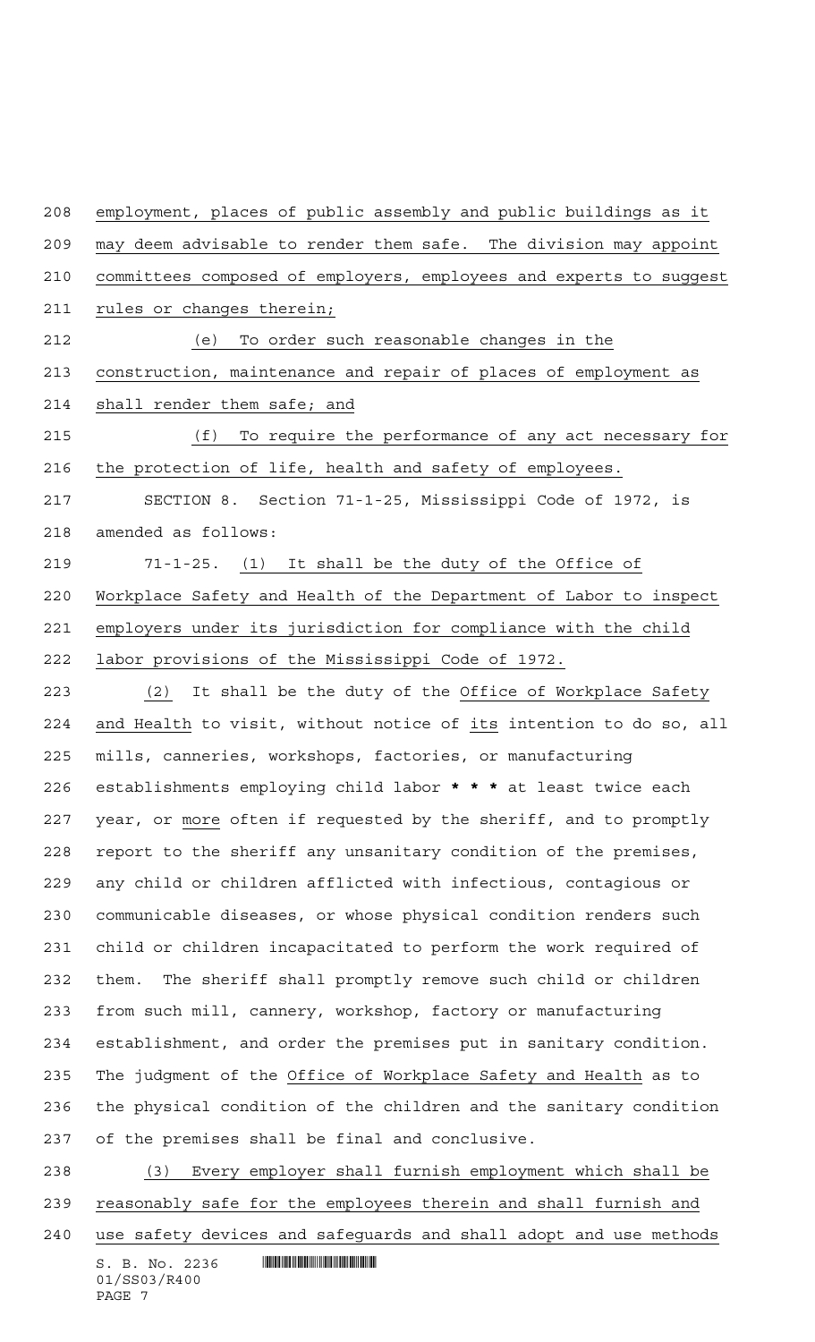employment, places of public assembly and public buildings as it may deem advisable to render them safe. The division may appoint committees composed of employers, employees and experts to suggest rules or changes therein;

(e) To order such reasonable changes in the construction, maintenance and repair of places of employment as shall render them safe; and

(f) To require the performance of any act necessary for the protection of life, health and safety of employees.

SECTION 8. Section 71-1-25, Mississippi Code of 1972, is amended as follows:

71-1-25. (1) It shall be the duty of the Office of Workplace Safety and Health of the Department of Labor to inspect employers under its jurisdiction for compliance with the child labor provisions of the Mississippi Code of 1972.

(2) It shall be the duty of the Office of Workplace Safety and Health to visit, without notice of its intention to do so, all mills, canneries, workshops, factories, or manufacturing establishments employing child labor **\* \* \*** at least twice each year, or more often if requested by the sheriff, and to promptly report to the sheriff any unsanitary condition of the premises, any child or children afflicted with infectious, contagious or communicable diseases, or whose physical condition renders such child or children incapacitated to perform the work required of them. The sheriff shall promptly remove such child or children from such mill, cannery, workshop, factory or manufacturing establishment, and order the premises put in sanitary condition. The judgment of the Office of Workplace Safety and Health as to the physical condition of the children and the sanitary condition of the premises shall be final and conclusive.

(3) Every employer shall furnish employment which shall be reasonably safe for the employees therein and shall furnish and use safety devices and safeguards and shall adopt and use methods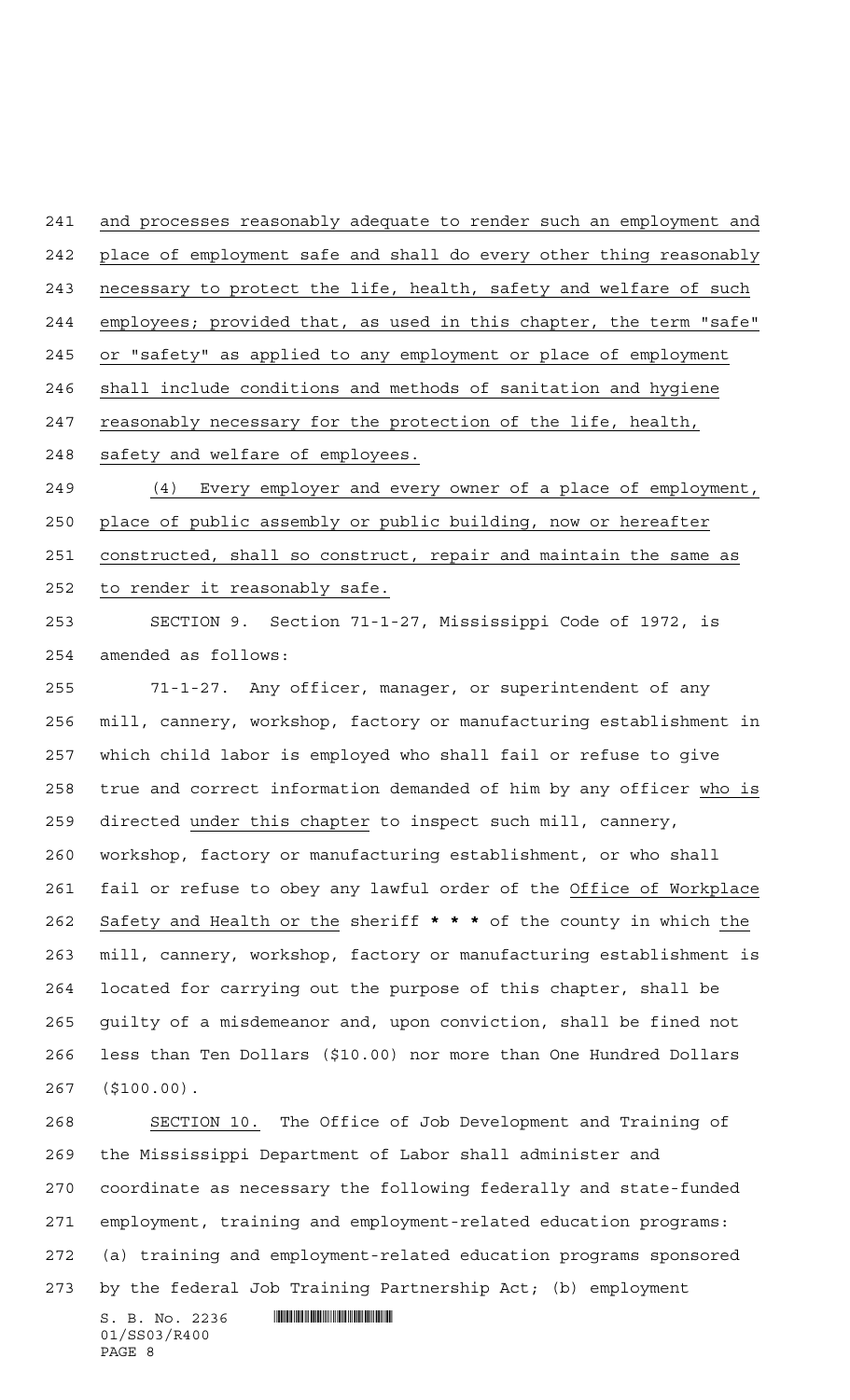and processes reasonably adequate to render such an employment and place of employment safe and shall do every other thing reasonably necessary to protect the life, health, safety and welfare of such employees; provided that, as used in this chapter, the term "safe" or "safety" as applied to any employment or place of employment shall include conditions and methods of sanitation and hygiene reasonably necessary for the protection of the life, health, safety and welfare of employees.

(4) Every employer and every owner of a place of employment, place of public assembly or public building, now or hereafter constructed, shall so construct, repair and maintain the same as to render it reasonably safe.

SECTION 9. Section 71-1-27, Mississippi Code of 1972, is amended as follows:

71-1-27. Any officer, manager, or superintendent of any mill, cannery, workshop, factory or manufacturing establishment in which child labor is employed who shall fail or refuse to give true and correct information demanded of him by any officer who is directed under this chapter to inspect such mill, cannery, workshop, factory or manufacturing establishment, or who shall fail or refuse to obey any lawful order of the Office of Workplace Safety and Health or the sheriff * * * of the county in which the mill, cannery, workshop, factory or manufacturing establishment is located for carrying out the purpose of this chapter, shall be guilty of a misdemeanor and, upon conviction, shall be fined not less than Ten Dollars ($10.00) nor more than One Hundred Dollars ($100.00).

SECTION 10. The Office of Job Development and Training of the Mississippi Department of Labor shall administer and coordinate as necessary the following federally and state-funded employment, training and employment-related education programs: (a) training and employment-related education programs sponsored by the federal Job Training Partnership Act; (b) employment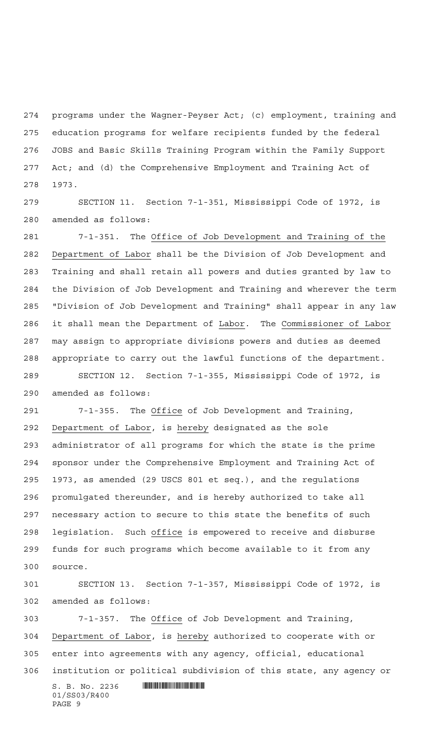programs under the Wagner-Peyser Act; (c) employment, training and education programs for welfare recipients funded by the federal JOBS and Basic Skills Training Program within the Family Support Act; and (d) the Comprehensive Employment and Training Act of 1973.

SECTION 11. Section 7-1-351, Mississippi Code of 1972, is amended as follows:

7-1-351. The Office of Job Development and Training of the Department of Labor shall be the Division of Job Development and Training and shall retain all powers and duties granted by law to the Division of Job Development and Training and wherever the term "Division of Job Development and Training" shall appear in any law it shall mean the Department of Labor. The Commissioner of Labor may assign to appropriate divisions powers and duties as deemed appropriate to carry out the lawful functions of the department.

SECTION 12. Section 7-1-355, Mississippi Code of 1972, is amended as follows:

7-1-355. The Office of Job Development and Training, Department of Labor, is hereby designated as the sole administrator of all programs for which the state is the prime sponsor under the Comprehensive Employment and Training Act of 1973, as amended (29 USCS 801 et seq.), and the regulations promulgated thereunder, and is hereby authorized to take all necessary action to secure to this state the benefits of such legislation. Such office is empowered to receive and disburse funds for such programs which become available to it from any source.

SECTION 13. Section 7-1-357, Mississippi Code of 1972, is amended as follows:

7-1-357. The Office of Job Development and Training, Department of Labor, is hereby authorized to cooperate with or enter into agreements with any agency, official, educational institution or political subdivision of this state, any agency or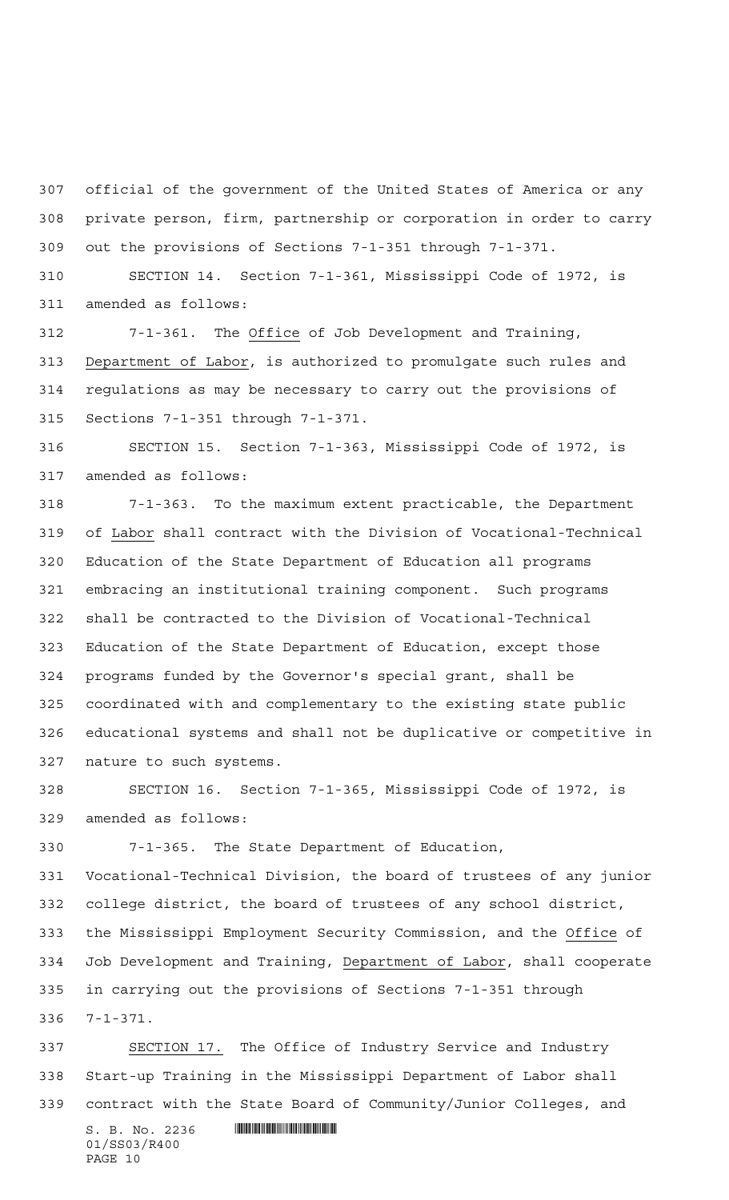official of the government of the United States of America or any private person, firm, partnership or corporation in order to carry out the provisions of Sections 7-1-351 through 7-1-371.

SECTION 14. Section 7-1-361, Mississippi Code of 1972, is amended as follows:

7-1-361. The Office of Job Development and Training, Department of Labor, is authorized to promulgate such rules and regulations as may be necessary to carry out the provisions of Sections 7-1-351 through 7-1-371.

SECTION 15. Section 7-1-363, Mississippi Code of 1972, is amended as follows:

7-1-363. To the maximum extent practicable, the Department of Labor shall contract with the Division of Vocational-Technical Education of the State Department of Education all programs embracing an institutional training component. Such programs shall be contracted to the Division of Vocational-Technical Education of the State Department of Education, except those programs funded by the Governor's special grant, shall be coordinated with and complementary to the existing state public educational systems and shall not be duplicative or competitive in nature to such systems.

SECTION 16. Section 7-1-365, Mississippi Code of 1972, is amended as follows:

7-1-365. The State Department of Education, Vocational-Technical Division, the board of trustees of any junior college district, the board of trustees of any school district, the Mississippi Employment Security Commission, and the Office of Job Development and Training, Department of Labor, shall cooperate in carrying out the provisions of Sections 7-1-351 through 7-1-371.

SECTION 17. The Office of Industry Service and Industry Start-up Training in the Mississippi Department of Labor shall contract with the State Board of Community/Junior Colleges, and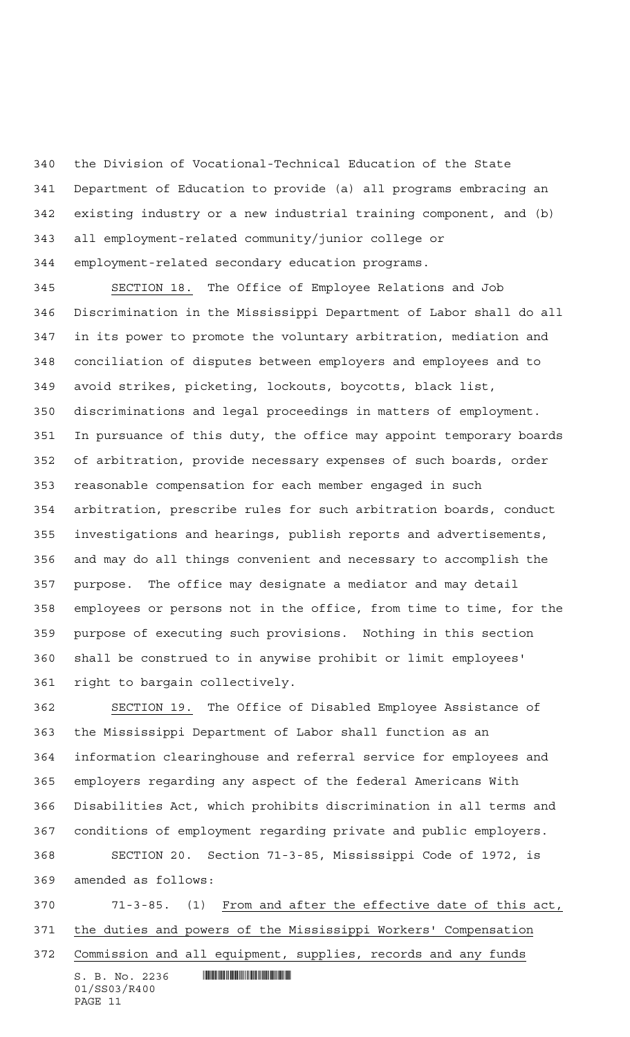the Division of Vocational-Technical Education of the State Department of Education to provide (a) all programs embracing an existing industry or a new industrial training component, and (b) all employment-related community/junior college or employment-related secondary education programs.

SECTION 18. The Office of Employee Relations and Job Discrimination in the Mississippi Department of Labor shall do all in its power to promote the voluntary arbitration, mediation and conciliation of disputes between employers and employees and to avoid strikes, picketing, lockouts, boycotts, black list, discriminations and legal proceedings in matters of employment. In pursuance of this duty, the office may appoint temporary boards of arbitration, provide necessary expenses of such boards, order reasonable compensation for each member engaged in such arbitration, prescribe rules for such arbitration boards, conduct investigations and hearings, publish reports and advertisements, and may do all things convenient and necessary to accomplish the purpose. The office may designate a mediator and may detail employees or persons not in the office, from time to time, for the purpose of executing such provisions. Nothing in this section shall be construed to in anywise prohibit or limit employees' right to bargain collectively.

SECTION 19. The Office of Disabled Employee Assistance of the Mississippi Department of Labor shall function as an information clearinghouse and referral service for employees and employers regarding any aspect of the federal Americans With Disabilities Act, which prohibits discrimination in all terms and conditions of employment regarding private and public employers.

SECTION 20. Section 71-3-85, Mississippi Code of 1972, is amended as follows:

71-3-85. (1) From and after the effective date of this act, the duties and powers of the Mississippi Workers' Compensation Commission and all equipment, supplies, records and any funds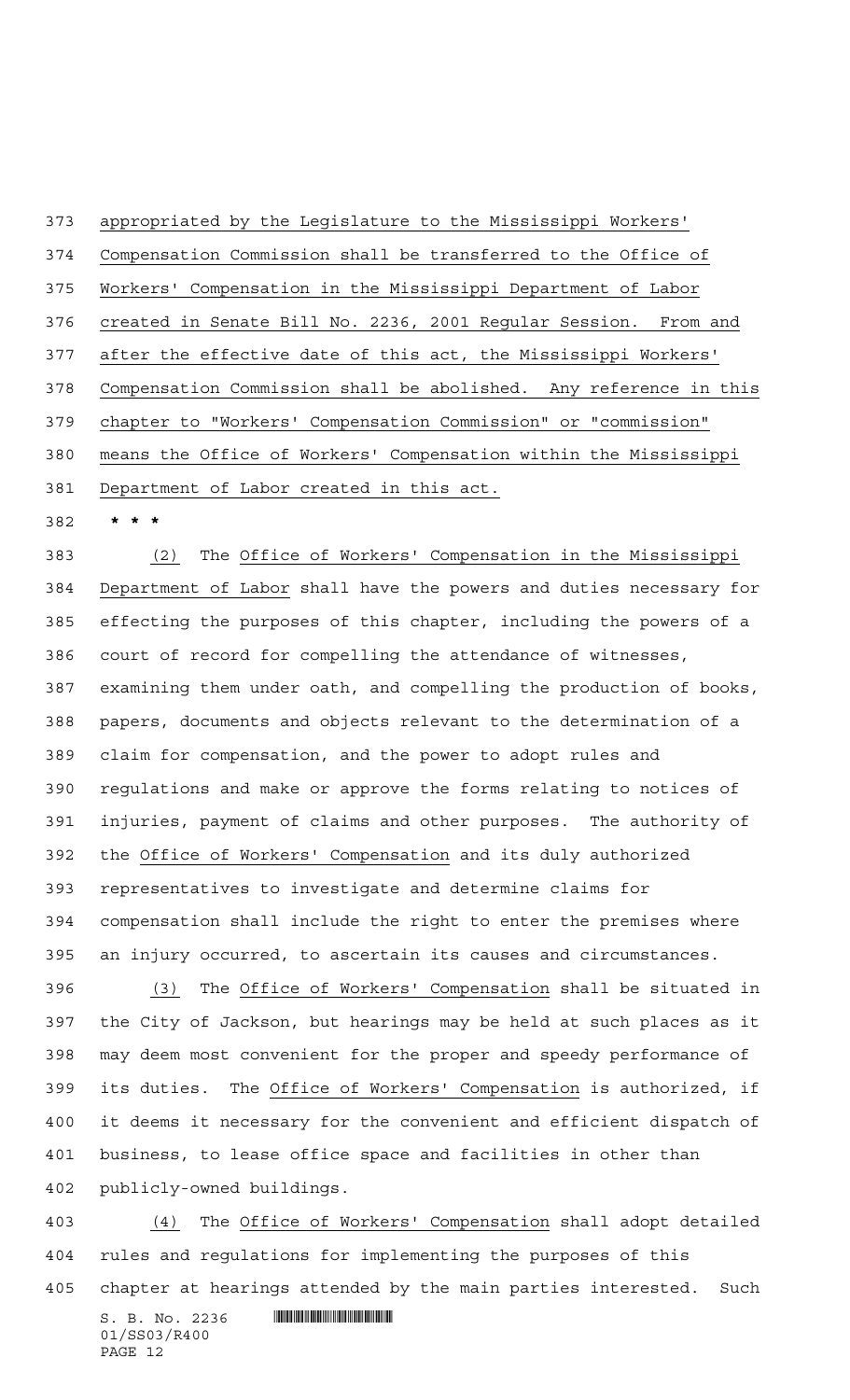appropriated by the Legislature to the Mississippi Workers' Compensation Commission shall be transferred to the Office of Workers' Compensation in the Mississippi Department of Labor created in Senate Bill No. 2236, 2001 Regular Session. From and after the effective date of this act, the Mississippi Workers' Compensation Commission shall be abolished. Any reference in this chapter to "Workers' Compensation Commission" or "commission" means the Office of Workers' Compensation within the Mississippi Department of Labor created in this act.

* * *

(2) The Office of Workers' Compensation in the Mississippi Department of Labor shall have the powers and duties necessary for effecting the purposes of this chapter, including the powers of a court of record for compelling the attendance of witnesses, examining them under oath, and compelling the production of books, papers, documents and objects relevant to the determination of a claim for compensation, and the power to adopt rules and regulations and make or approve the forms relating to notices of injuries, payment of claims and other purposes. The authority of the Office of Workers' Compensation and its duly authorized representatives to investigate and determine claims for compensation shall include the right to enter the premises where an injury occurred, to ascertain its causes and circumstances.

(3) The Office of Workers' Compensation shall be situated in the City of Jackson, but hearings may be held at such places as it may deem most convenient for the proper and speedy performance of its duties. The Office of Workers' Compensation is authorized, if it deems it necessary for the convenient and efficient dispatch of business, to lease office space and facilities in other than publicly-owned buildings.

(4) The Office of Workers' Compensation shall adopt detailed rules and regulations for implementing the purposes of this chapter at hearings attended by the main parties interested. Such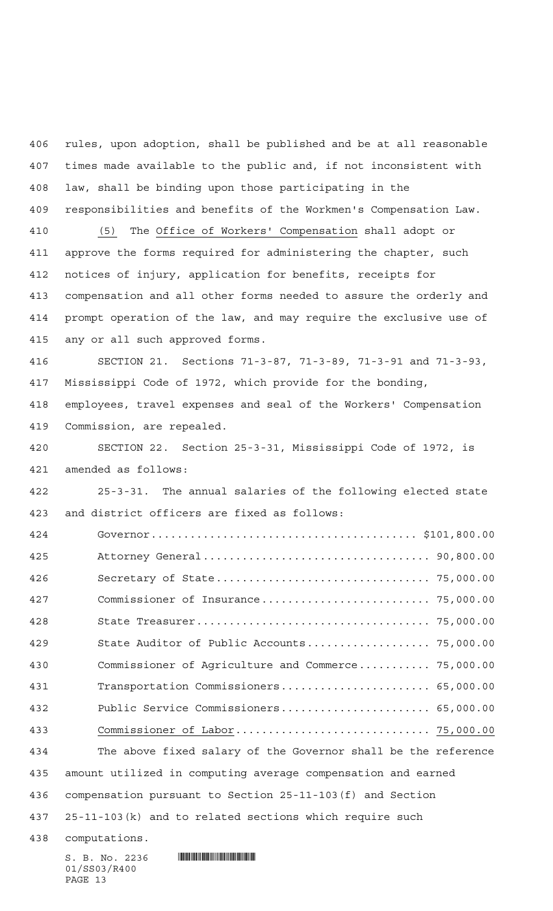rules, upon adoption, shall be published and be at all reasonable times made available to the public and, if not inconsistent with law, shall be binding upon those participating in the responsibilities and benefits of the Workmen's Compensation Law.

(5) The Office of Workers' Compensation shall adopt or approve the forms required for administering the chapter, such notices of injury, application for benefits, receipts for compensation and all other forms needed to assure the orderly and prompt operation of the law, and may require the exclusive use of any or all such approved forms.

SECTION 21. Sections 71-3-87, 71-3-89, 71-3-91 and 71-3-93, Mississippi Code of 1972, which provide for the bonding, employees, travel expenses and seal of the Workers' Compensation Commission, are repealed.

SECTION 22. Section 25-3-31, Mississippi Code of 1972, is amended as follows:

25-3-31. The annual salaries of the following elected state and district officers are fixed as follows:

| Office | Salary |
|---|---|
| Governor | $101,800.00 |
| Attorney General | 90,800.00 |
| Secretary of State | 75,000.00 |
| Commissioner of Insurance | 75,000.00 |
| State Treasurer | 75,000.00 |
| State Auditor of Public Accounts | 75,000.00 |
| Commissioner of Agriculture and Commerce | 75,000.00 |
| Transportation Commissioners | 65,000.00 |
| Public Service Commissioners | 65,000.00 |
| Commissioner of Labor | 75,000.00 |

The above fixed salary of the Governor shall be the reference amount utilized in computing average compensation and earned compensation pursuant to Section 25-11-103(f) and Section 25-11-103(k) and to related sections which require such computations.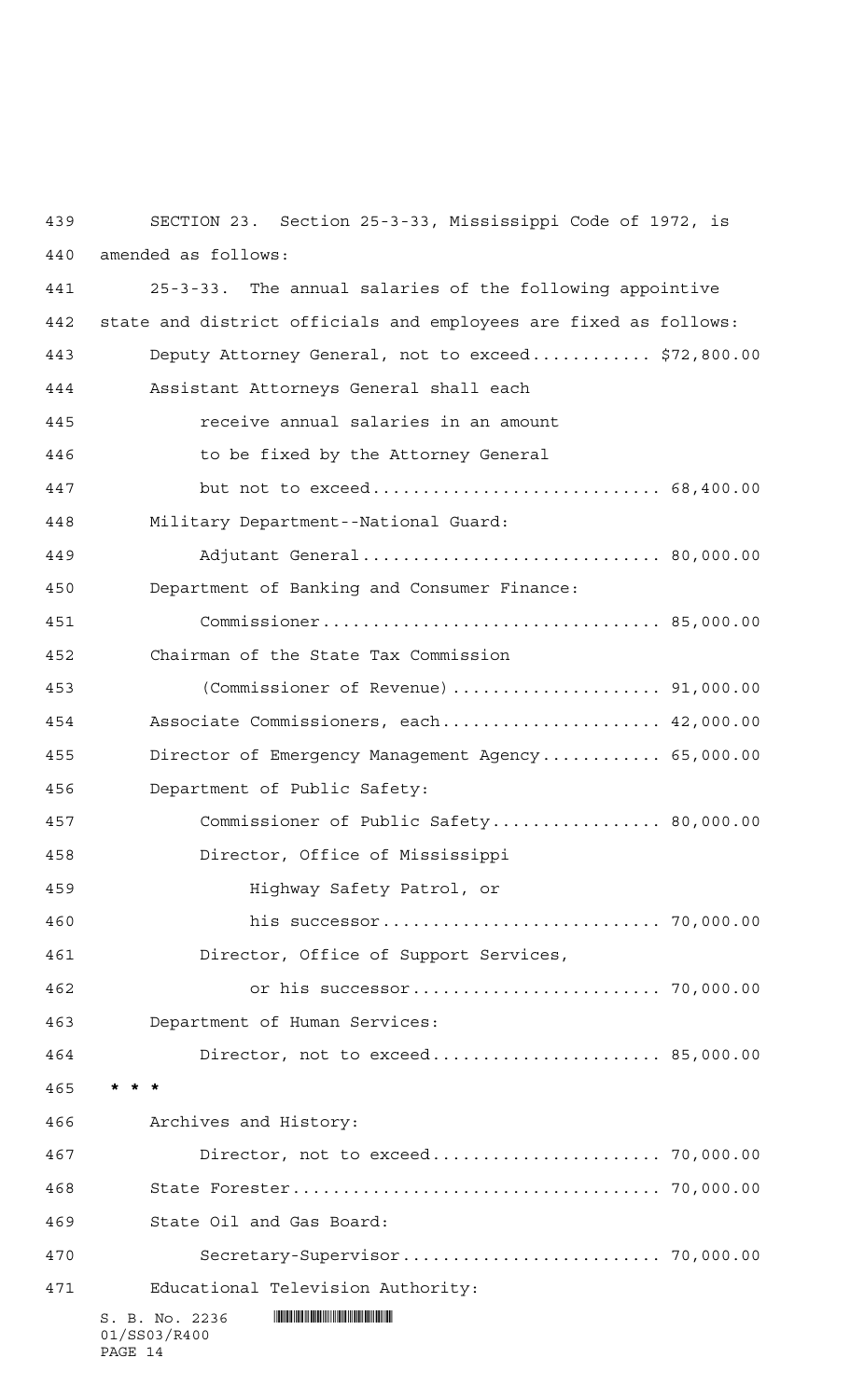SECTION 23. Section 25-3-33, Mississippi Code of 1972, is amended as follows:

25-3-33. The annual salaries of the following appointive state and district officials and employees are fixed as follows:

Deputy Attorney General, not to exceed............ $72,800.00

Assistant Attorneys General shall each receive annual salaries in an amount to be fixed by the Attorney General but not to exceed............................ 68,400.00

Military Department--National Guard:

Adjutant General............................. 80,000.00

Department of Banking and Consumer Finance:

Commissioner................................. 85,000.00

Chairman of the State Tax Commission (Commissioner of Revenue)..................... 91,000.00

Associate Commissioners, each...................... 42,000.00

Director of Emergency Management Agency............ 65,000.00

Department of Public Safety:

Commissioner of Public Safety................. 80,000.00

Director, Office of Mississippi Highway Safety Patrol, or his successor........................... 70,000.00

Director, Office of Support Services, or his successor........................ 70,000.00

Department of Human Services:

Director, not to exceed....................... 85,000.00

* * *

Archives and History:

Director, not to exceed....................... 70,000.00

State Forester.................................... 70,000.00

State Oil and Gas Board:

Secretary-Supervisor.......................... 70,000.00

Educational Television Authority: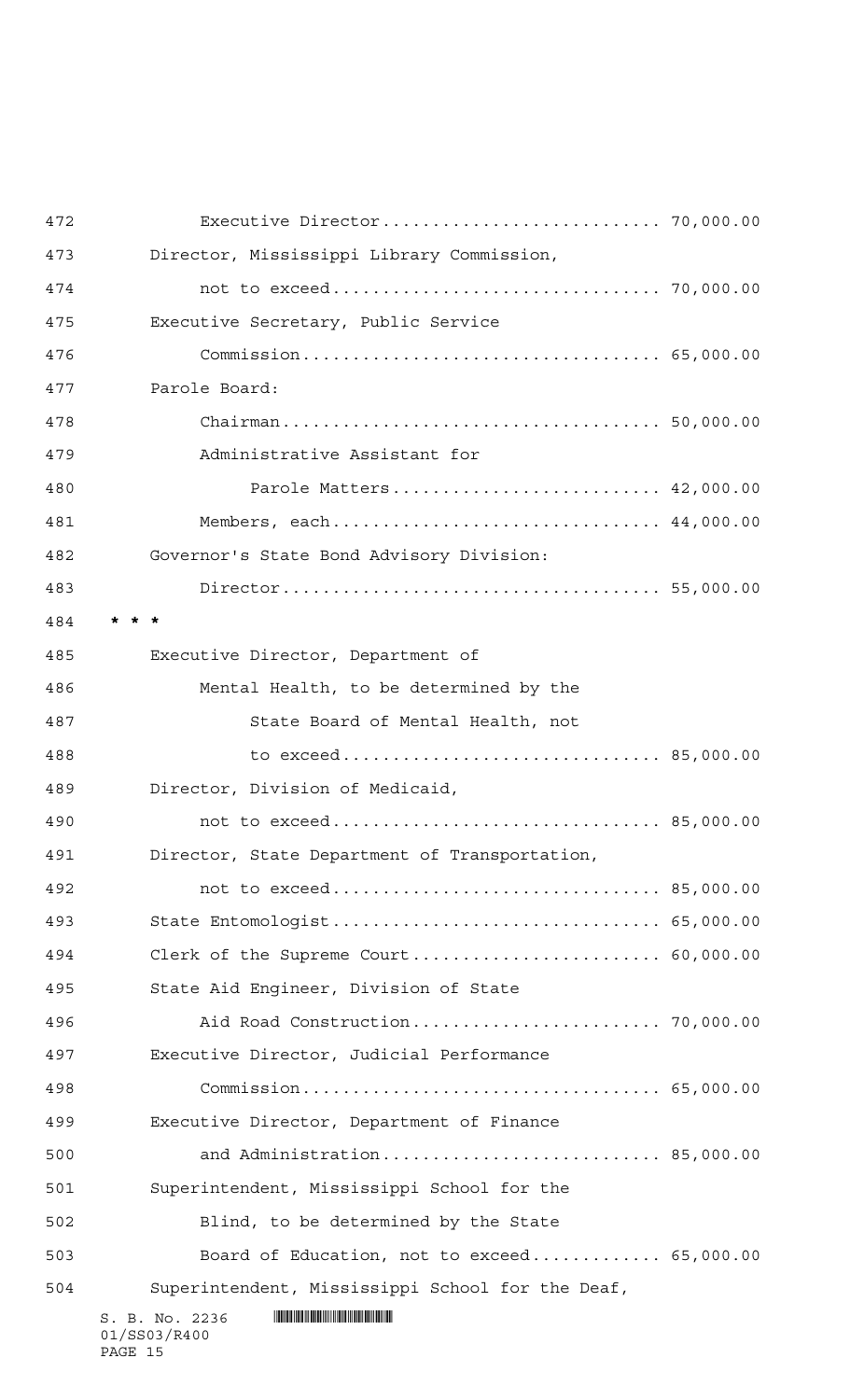Executive Director........................... 70,000.00

Director, Mississippi Library Commission,

not to exceed................................ 70,000.00

Executive Secretary, Public Service

Commission................................... 65,000.00

Parole Board:

Chairman..................................... 50,000.00

Administrative Assistant for

Parole Matters........................... 42,000.00

Members, each................................ 44,000.00

Governor's State Bond Advisory Division:

Director..................................... 55,000.00

* * *

Executive Director, Department of

Mental Health, to be determined by the

State Board of Mental Health, not

to exceed................................ 85,000.00

Director, Division of Medicaid,

not to exceed................................ 85,000.00

Director, State Department of Transportation,

not to exceed................................ 85,000.00

State Entomologist................................ 65,000.00

Clerk of the Supreme Court........................ 60,000.00

State Aid Engineer, Division of State

Aid Road Construction........................ 70,000.00

Executive Director, Judicial Performance

Commission................................... 65,000.00

Executive Director, Department of Finance

and Administration........................... 85,000.00

Superintendent, Mississippi School for the

Blind, to be determined by the State

Board of Education, not to exceed............ 65,000.00

Superintendent, Mississippi School for the Deaf,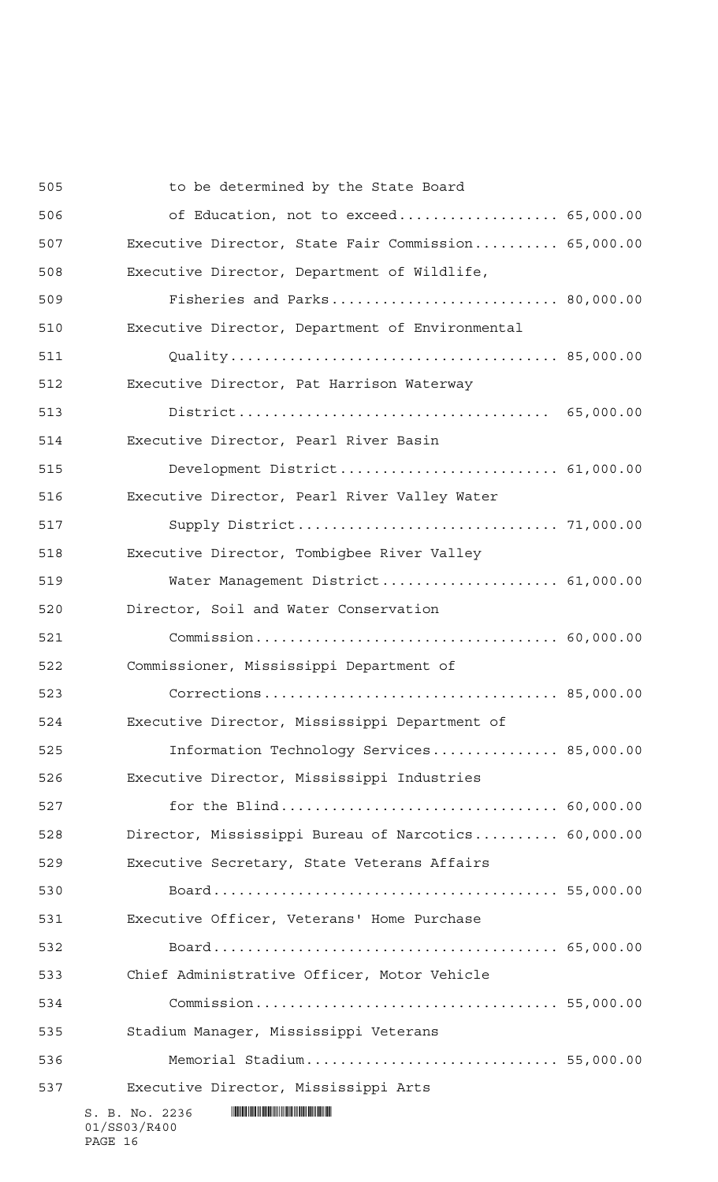to be determined by the State Board

of Education, not to exceed.................. 65,000.00

Executive Director, State Fair Commission.......... 65,000.00

Executive Director, Department of Wildlife,

Fisheries and Parks.......................... 80,000.00

Executive Director, Department of Environmental

Quality...................................... 85,000.00

Executive Director, Pat Harrison Waterway

District..................................... 65,000.00

Executive Director, Pearl River Basin

Development District......................... 61,000.00

Executive Director, Pearl River Valley Water

Supply District.............................. 71,000.00

Executive Director, Tombigbee River Valley

Water Management District.................... 61,000.00

Director, Soil and Water Conservation

Commission................................... 60,000.00

Commissioner, Mississippi Department of

Corrections.................................. 85,000.00

Executive Director, Mississippi Department of

Information Technology Services.............. 85,000.00

Executive Director, Mississippi Industries

for the Blind................................ 60,000.00

Director, Mississippi Bureau of Narcotics.......... 60,000.00

Executive Secretary, State Veterans Affairs

Board........................................ 55,000.00

Executive Officer, Veterans' Home Purchase

Board........................................ 65,000.00

Chief Administrative Officer, Motor Vehicle

Commission................................... 55,000.00

Stadium Manager, Mississippi Veterans

Memorial Stadium............................. 55,000.00

Executive Director, Mississippi Arts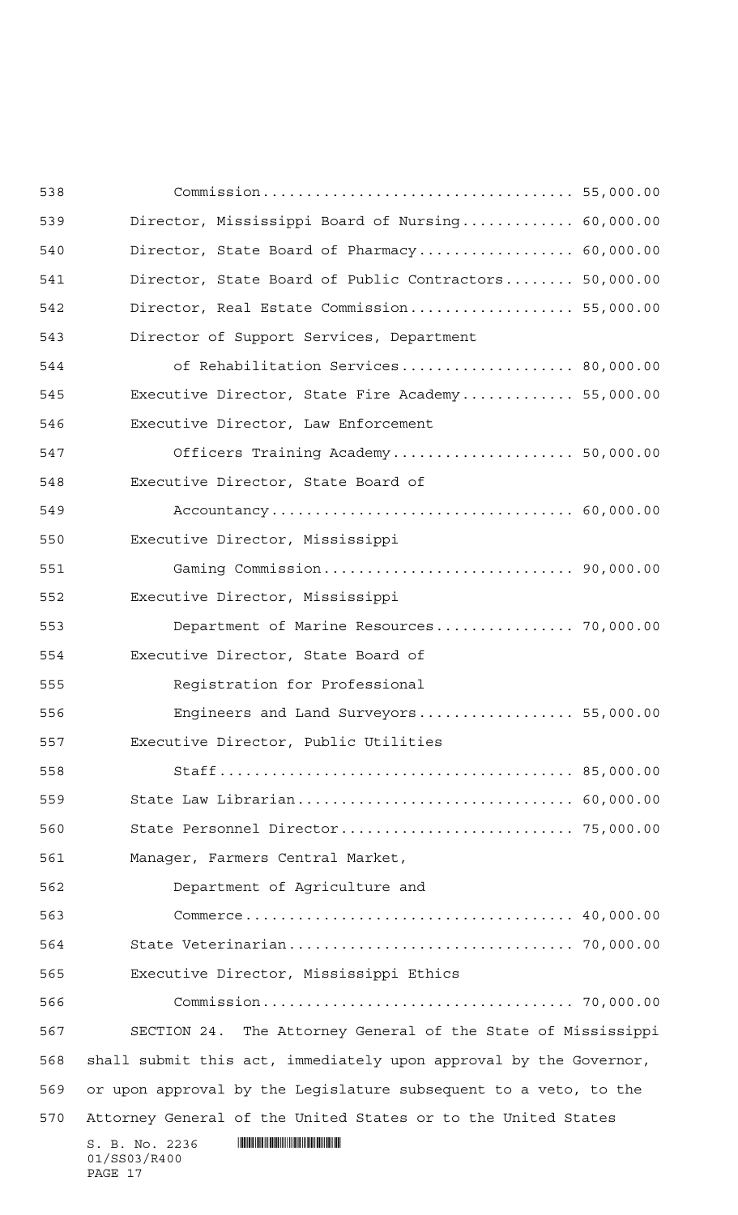Commission.................................. 55,000.00

Director, Mississippi Board of Nursing............ 60,000.00

Director, State Board of Pharmacy................. 60,000.00

Director, State Board of Public Contractors........ 50,000.00

Director, Real Estate Commission.................. 55,000.00

Director of Support Services, Department

of Rehabilitation Services................... 80,000.00

Executive Director, State Fire Academy............ 55,000.00

Executive Director, Law Enforcement

Officers Training Academy.................... 50,000.00

Executive Director, State Board of

Accountancy.................................. 60,000.00

Executive Director, Mississippi

Gaming Commission............................ 90,000.00

Executive Director, Mississippi

Department of Marine Resources................ 70,000.00

Executive Director, State Board of

Registration for Professional

Engineers and Land Surveyors.................. 55,000.00

Executive Director, Public Utilities

Staff........................................ 85,000.00

State Law Librarian............................... 60,000.00

State Personnel Director.......................... 75,000.00

Manager, Farmers Central Market,

Department of Agriculture and

Commerce..................................... 40,000.00

State Veterinarian................................ 70,000.00

Executive Director, Mississippi Ethics

Commission................................... 70,000.00

SECTION 24. The Attorney General of the State of Mississippi shall submit this act, immediately upon approval by the Governor, or upon approval by the Legislature subsequent to a veto, to the Attorney General of the United States or to the United States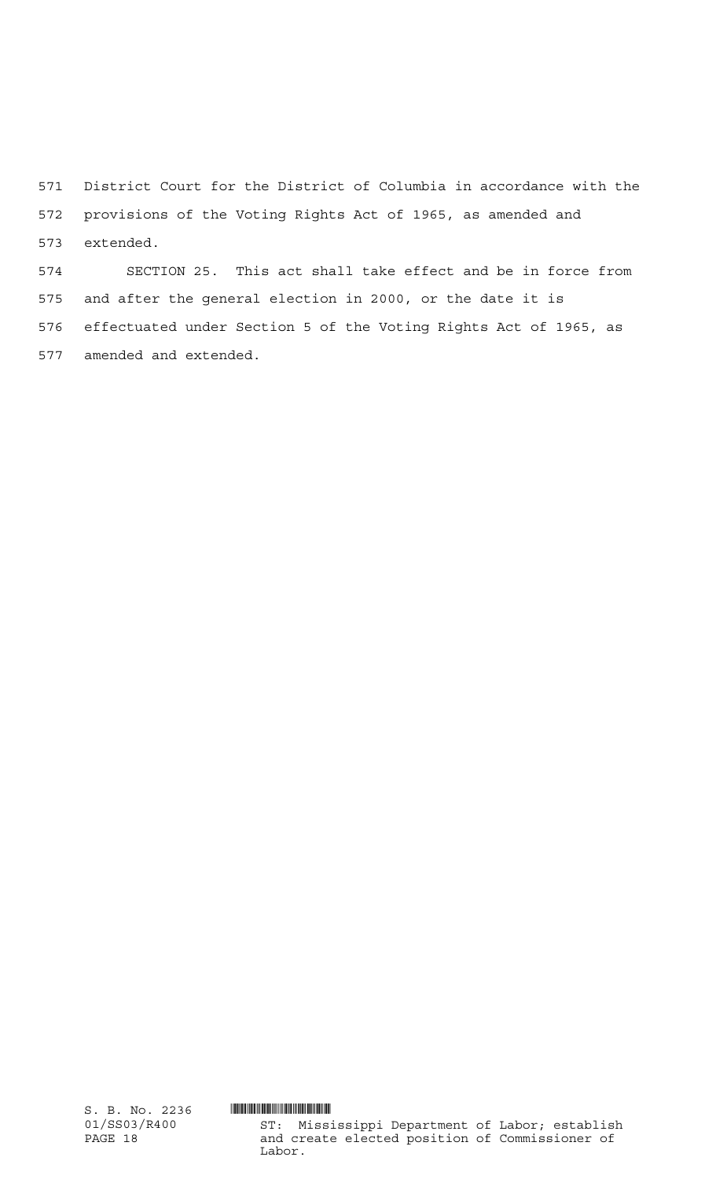District Court for the District of Columbia in accordance with the provisions of the Voting Rights Act of 1965, as amended and extended.

SECTION 25. This act shall take effect and be in force from and after the general election in 2000, or the date it is effectuated under Section 5 of the Voting Rights Act of 1965, as amended and extended.